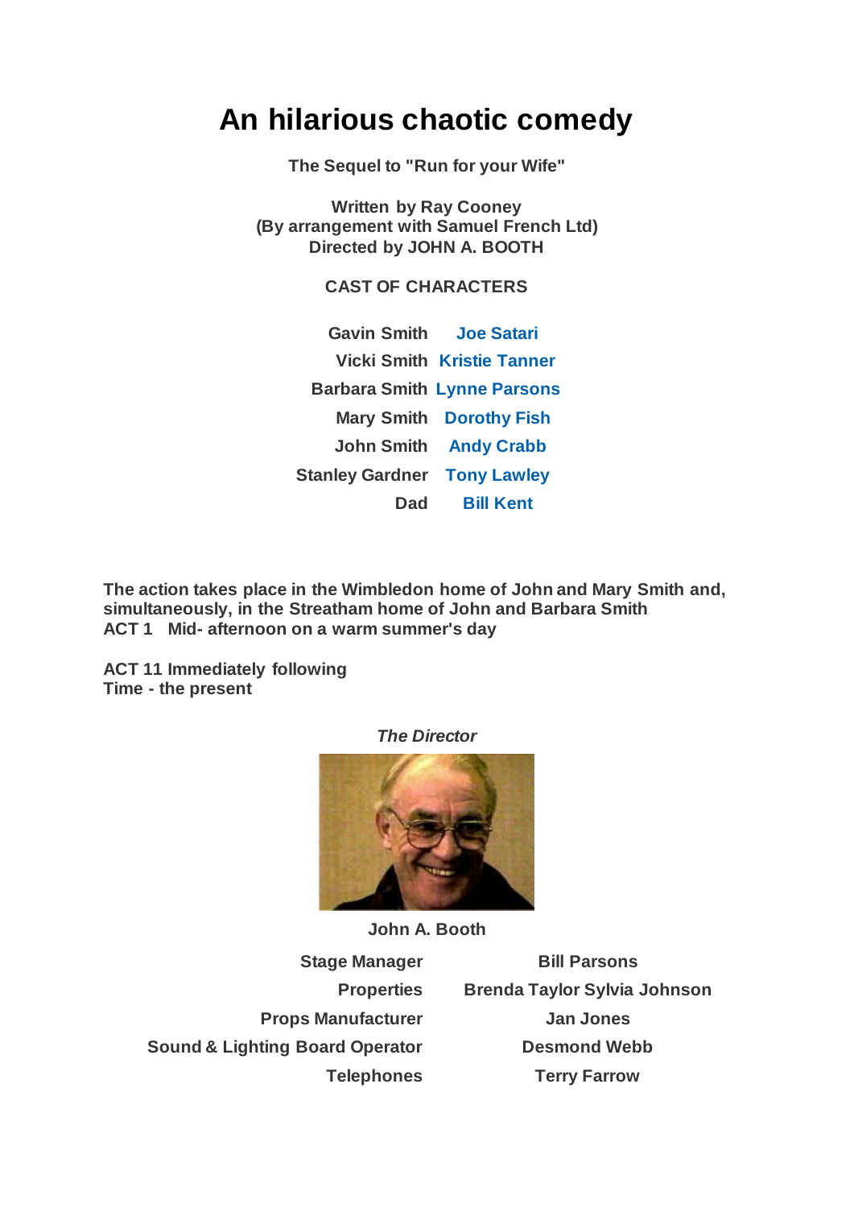# An hilarious chaotic comedy

**The Sequel to "Run for your Wife"**

**Written by Ray Cooney**
**(By arrangement with Samuel French Ltd)**
**Directed by JOHN A. BOOTH**

**CAST OF CHARACTERS**

| | |
|---|---|
| **Gavin Smith** | **Joe Satari** |
| **Vicki Smith** | **Kristie Tanner** |
| **Barbara Smith** | **Lynne Parsons** |
| **Mary Smith** | **Dorothy Fish** |
| **John Smith** | **Andy Crabb** |
| **Stanley Gardner** | **Tony Lawley** |
| **Dad** | **Bill Kent** |

**The action takes place in the Wimbledon home of John and Mary Smith and, simultaneously, in the Streatham home of John and Barbara Smith**
**ACT 1 Mid- afternoon on a warm summer's day**

**ACT 11 Immediately following**
**Time - the present**

***The Director***

**John A. Booth**

| | |
|---|---|
| **Stage Manager** | **Bill Parsons** |
| **Properties** | **Brenda Taylor Sylvia Johnson** |
| **Props Manufacturer** | **Jan Jones** |
| **Sound & Lighting Board Operator** | **Desmond Webb** |
| **Telephones** | **Terry Farrow** |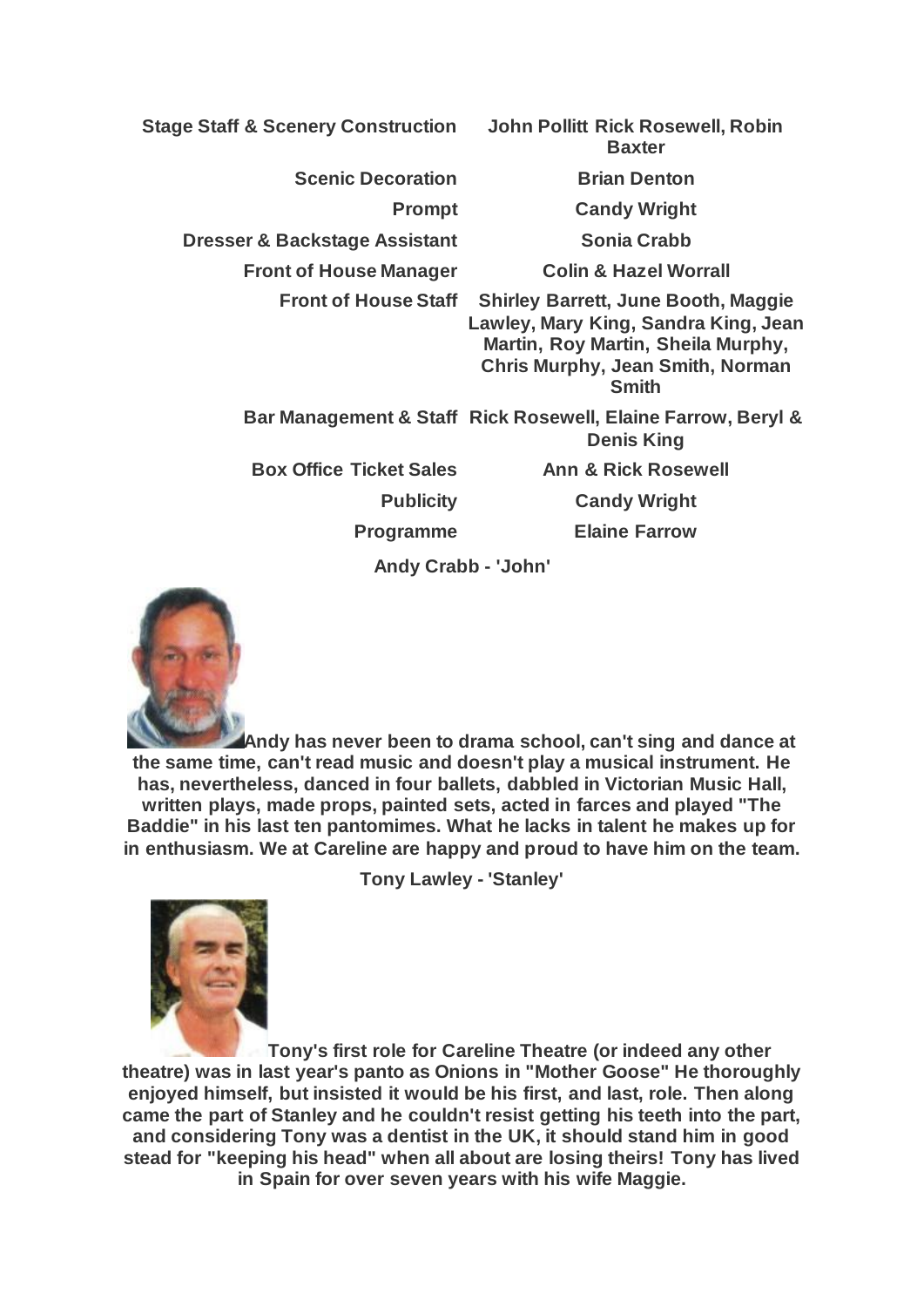| | |
|---|---|
| **Stage Staff & Scenery Construction** | **John Pollitt Rick Rosewell, Robin Baxter** |
| **Scenic Decoration** | **Brian Denton** |
| **Prompt** | **Candy Wright** |
| **Dresser & Backstage Assistant** | **Sonia Crabb** |
| **Front of House Manager** | **Colin & Hazel Worrall** |
| **Front of House Staff** | **Shirley Barrett, June Booth, Maggie Lawley, Mary King, Sandra King, Jean Martin, Roy Martin, Sheila Murphy, Chris Murphy, Jean Smith, Norman Smith** |
| **Bar Management & Staff** | **Rick Rosewell, Elaine Farrow, Beryl & Denis King** |
| **Box Office Ticket Sales** | **Ann & Rick Rosewell** |
| **Publicity** | **Candy Wright** |
| **Programme** | **Elaine Farrow** |

**Andy Crabb - 'John'**

**Andy has never been to drama school, can't sing and dance at the same time, can't read music and doesn't play a musical instrument. He has, nevertheless, danced in four ballets, dabbled in Victorian Music Hall, written plays, made props, painted sets, acted in farces and played "The Baddie" in his last ten pantomimes. What he lacks in talent he makes up for in enthusiasm. We at Careline are happy and proud to have him on the team.**

**Tony Lawley - 'Stanley'**

**Tony's first role for Careline Theatre (or indeed any other theatre) was in last year's panto as Onions in "Mother Goose" He thoroughly enjoyed himself, but insisted it would be his first, and last, role. Then along came the part of Stanley and he couldn't resist getting his teeth into the part, and considering Tony was a dentist in the UK, it should stand him in good stead for "keeping his head" when all about are losing theirs! Tony has lived in Spain for over seven years with his wife Maggie.**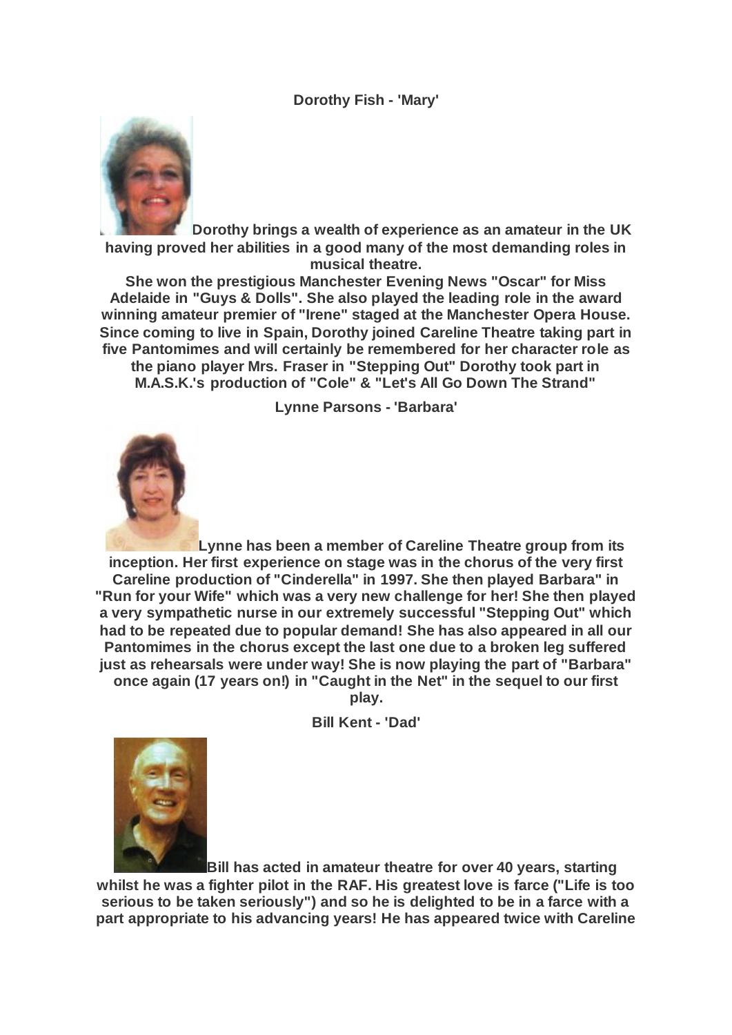**Dorothy Fish - 'Mary'**

**Dorothy brings a wealth of experience as an amateur in the UK having proved her abilities in a good many of the most demanding roles in musical theatre.**

**She won the prestigious Manchester Evening News "Oscar" for Miss Adelaide in "Guys & Dolls". She also played the leading role in the award winning amateur premier of "Irene" staged at the Manchester Opera House. Since coming to live in Spain, Dorothy joined Careline Theatre taking part in five Pantomimes and will certainly be remembered for her character role as the piano player Mrs. Fraser in "Stepping Out" Dorothy took part in M.A.S.K.'s production of "Cole" & "Let's All Go Down The Strand"**

**Lynne Parsons - 'Barbara'**

**Lynne has been a member of Careline Theatre group from its inception. Her first experience on stage was in the chorus of the very first Careline production of "Cinderella" in 1997. She then played Barbara" in "Run for your Wife" which was a very new challenge for her! She then played a very sympathetic nurse in our extremely successful "Stepping Out" which had to be repeated due to popular demand! She has also appeared in all our Pantomimes in the chorus except the last one due to a broken leg suffered just as rehearsals were under way! She is now playing the part of "Barbara" once again (17 years on!) in "Caught in the Net" in the sequel to our first play.**

**Bill Kent - 'Dad'**

**Bill has acted in amateur theatre for over 40 years, starting whilst he was a fighter pilot in the RAF. His greatest love is farce ("Life is too serious to be taken seriously") and so he is delighted to be in a farce with a part appropriate to his advancing years! He has appeared twice with Careline**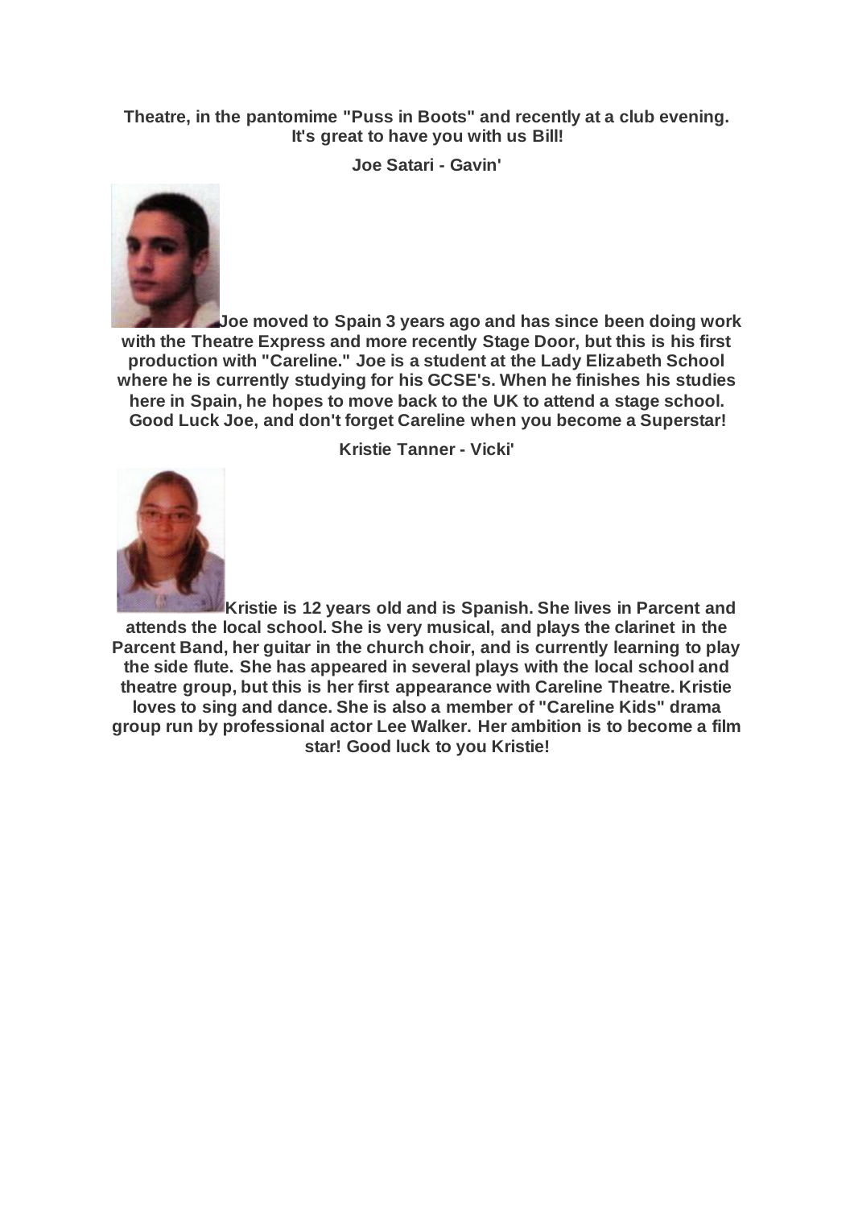**Theatre, in the pantomime "Puss in Boots" and recently at a club evening. It's great to have you with us Bill!**

**Joe Satari - Gavin'**

**Joe moved to Spain 3 years ago and has since been doing work with the Theatre Express and more recently Stage Door, but this is his first production with "Careline." Joe is a student at the Lady Elizabeth School where he is currently studying for his GCSE's. When he finishes his studies here in Spain, he hopes to move back to the UK to attend a stage school. Good Luck Joe, and don't forget Careline when you become a Superstar!**

**Kristie Tanner - Vicki'**

**Kristie is 12 years old and is Spanish. She lives in Parcent and attends the local school. She is very musical, and plays the clarinet in the Parcent Band, her guitar in the church choir, and is currently learning to play the side flute. She has appeared in several plays with the local school and theatre group, but this is her first appearance with Careline Theatre. Kristie loves to sing and dance. She is also a member of "Careline Kids" drama group run by professional actor Lee Walker. Her ambition is to become a film star! Good luck to you Kristie!**